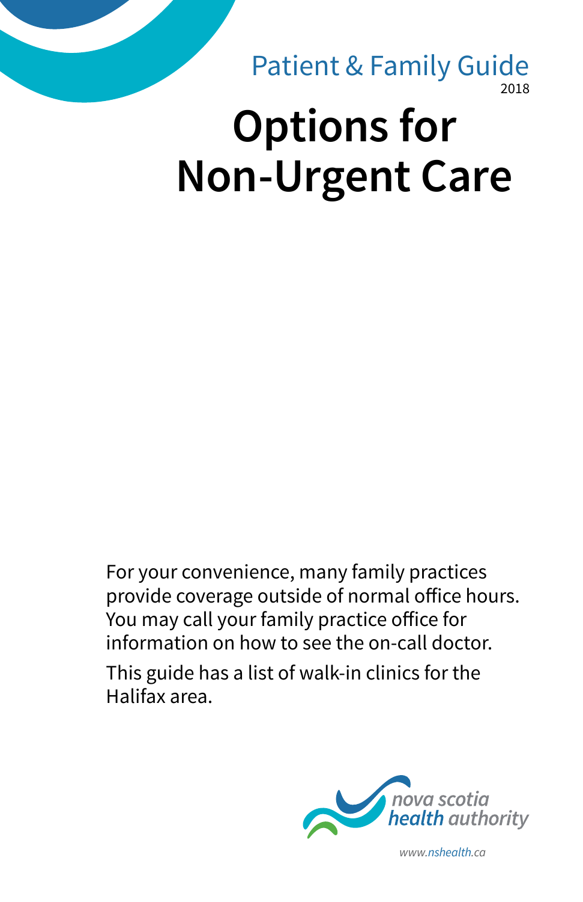Patient & Family Guide

2018

# Options for Non-Urgent Care

For your convenience, many family practices provide coverage outside of normal office hours. You may call your family practice office for information on how to see the on-call doctor.

This guide has a list of walk-in clinics for the Halifax area.

nova scotia health authority

www.nshealth.ca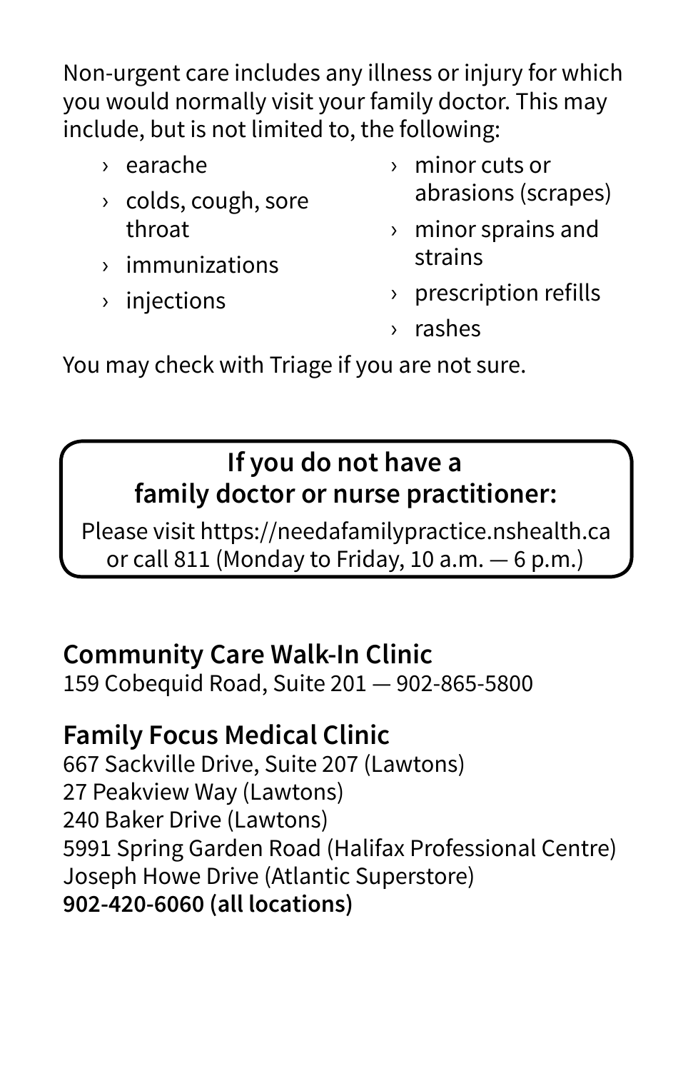Non-urgent care includes any illness or injury for which you would normally visit your family doctor. This may include, but is not limited to, the following:

- earache
- colds, cough, sore throat
- immunizations
- injections
- minor cuts or abrasions (scrapes)
- minor sprains and strains
- prescription refills
- rashes

You may check with Triage if you are not sure.

**If you do not have a family doctor or nurse practitioner:**

Please visit https://needafamilypractice.nshealth.ca or call 811 (Monday to Friday, 10 a.m. — 6 p.m.)

## Community Care Walk-In Clinic

159 Cobequid Road, Suite 201 — 902-865-5800

## Family Focus Medical Clinic

667 Sackville Drive, Suite 207 (Lawtons)
27 Peakview Way (Lawtons)
240 Baker Drive (Lawtons)
5991 Spring Garden Road (Halifax Professional Centre)
Joseph Howe Drive (Atlantic Superstore)
**902-420-6060 (all locations)**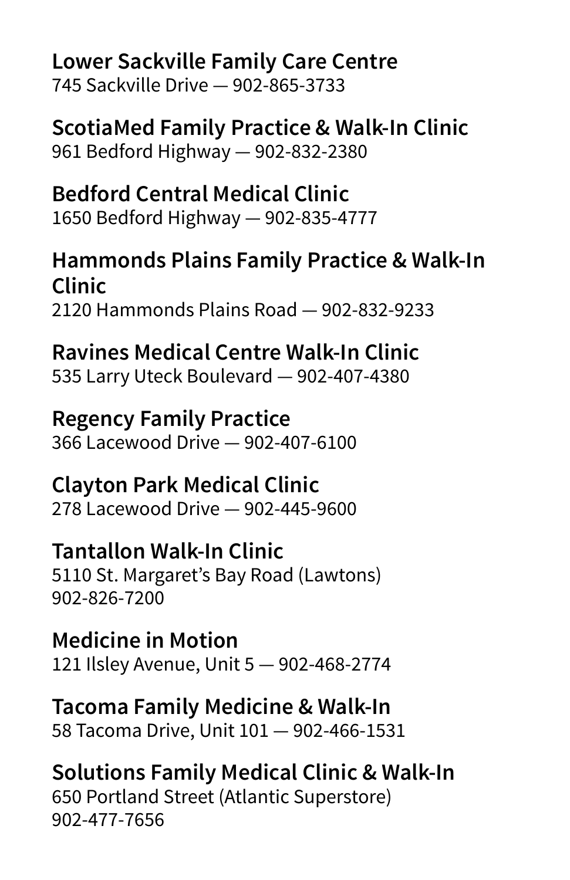**Lower Sackville Family Care Centre**
745 Sackville Drive — 902-865-3733

**ScotiaMed Family Practice & Walk-In Clinic**
961 Bedford Highway — 902-832-2380

**Bedford Central Medical Clinic**
1650 Bedford Highway — 902-835-4777

**Hammonds Plains Family Practice & Walk-In Clinic**
2120 Hammonds Plains Road — 902-832-9233

**Ravines Medical Centre Walk-In Clinic**
535 Larry Uteck Boulevard — 902-407-4380

**Regency Family Practice**
366 Lacewood Drive — 902-407-6100

**Clayton Park Medical Clinic**
278 Lacewood Drive — 902-445-9600

**Tantallon Walk-In Clinic**
5110 St. Margaret's Bay Road (Lawtons)
902-826-7200

**Medicine in Motion**
121 Ilsley Avenue, Unit 5 — 902-468-2774

**Tacoma Family Medicine & Walk-In**
58 Tacoma Drive, Unit 101 — 902-466-1531

**Solutions Family Medical Clinic & Walk-In**
650 Portland Street (Atlantic Superstore)
902-477-7656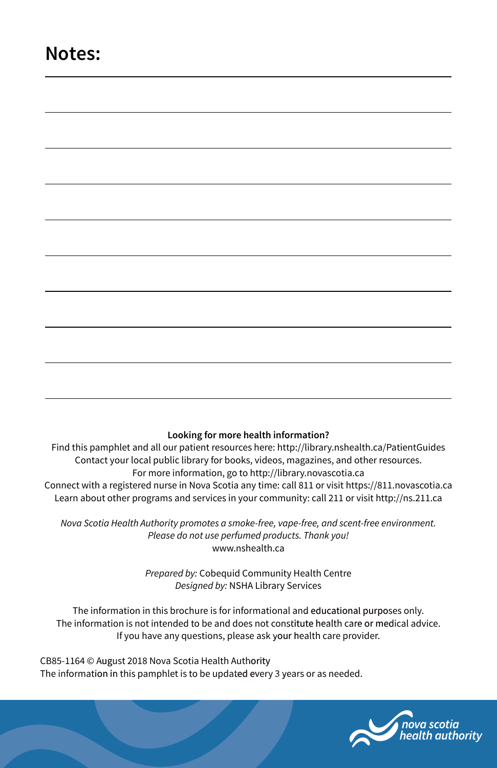## Notes:

**Looking for more health information?**

Find this pamphlet and all our patient resources here: http://library.nshealth.ca/PatientGuides
Contact your local public library for books, videos, magazines, and other resources.
For more information, go to http://library.novascotia.ca
Connect with a registered nurse in Nova Scotia any time: call 811 or visit https://811.novascotia.ca
Learn about other programs and services in your community: call 211 or visit http://ns.211.ca

*Nova Scotia Health Authority promotes a smoke-free, vape-free, and scent-free environment.*
*Please do not use perfumed products. Thank you!*
www.nshealth.ca

*Prepared by:* Cobequid Community Health Centre
*Designed by:* NSHA Library Services

The information in this brochure is for informational and educational purposes only.
The information is not intended to be and does not constitute health care or medical advice.
If you have any questions, please ask your health care provider.

CB85-1164 © August 2018 Nova Scotia Health Authority
The information in this pamphlet is to be updated every 3 years or as needed.

nova scotia health authority